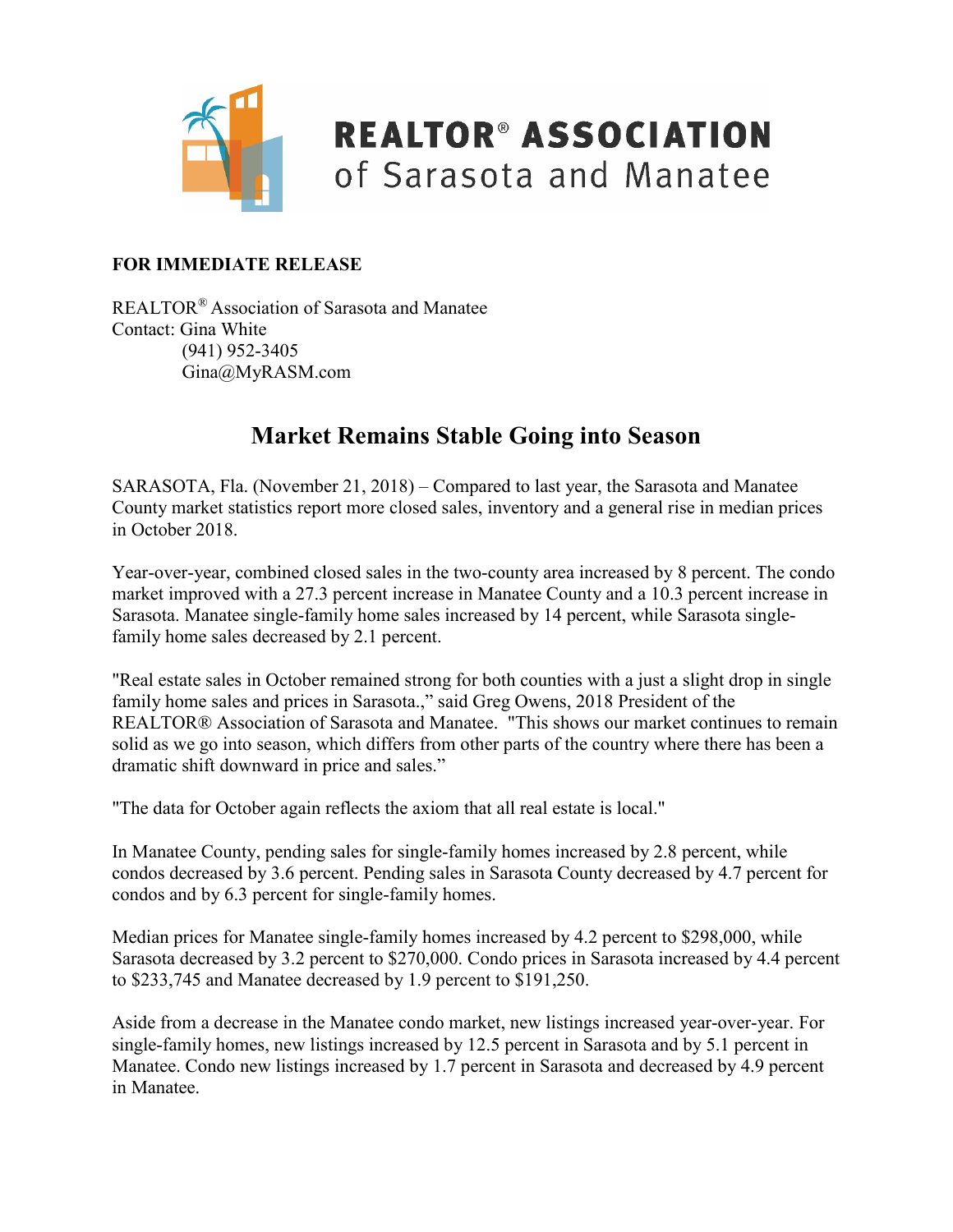**REALTOR® ASSOCIATION of Sarasota and Manatee**

**FOR IMMEDIATE RELEASE**

REALTOR® Association of Sarasota and Manatee
Contact: Gina White
(941) 952-3405
Gina@MyRASM.com

# Market Remains Stable Going into Season

SARASOTA, Fla. (November 21, 2018) – Compared to last year, the Sarasota and Manatee County market statistics report more closed sales, inventory and a general rise in median prices in October 2018.

Year-over-year, combined closed sales in the two-county area increased by 8 percent. The condo market improved with a 27.3 percent increase in Manatee County and a 10.3 percent increase in Sarasota. Manatee single-family home sales increased by 14 percent, while Sarasota single-family home sales decreased by 2.1 percent.

"Real estate sales in October remained strong for both counties with a just a slight drop in single family home sales and prices in Sarasota.," said Greg Owens, 2018 President of the REALTOR® Association of Sarasota and Manatee. "This shows our market continues to remain solid as we go into season, which differs from other parts of the country where there has been a dramatic shift downward in price and sales."

"The data for October again reflects the axiom that all real estate is local."

In Manatee County, pending sales for single-family homes increased by 2.8 percent, while condos decreased by 3.6 percent. Pending sales in Sarasota County decreased by 4.7 percent for condos and by 6.3 percent for single-family homes.

Median prices for Manatee single-family homes increased by 4.2 percent to $298,000, while Sarasota decreased by 3.2 percent to $270,000. Condo prices in Sarasota increased by 4.4 percent to $233,745 and Manatee decreased by 1.9 percent to $191,250.

Aside from a decrease in the Manatee condo market, new listings increased year-over-year. For single-family homes, new listings increased by 12.5 percent in Sarasota and by 5.1 percent in Manatee. Condo new listings increased by 1.7 percent in Sarasota and decreased by 4.9 percent in Manatee.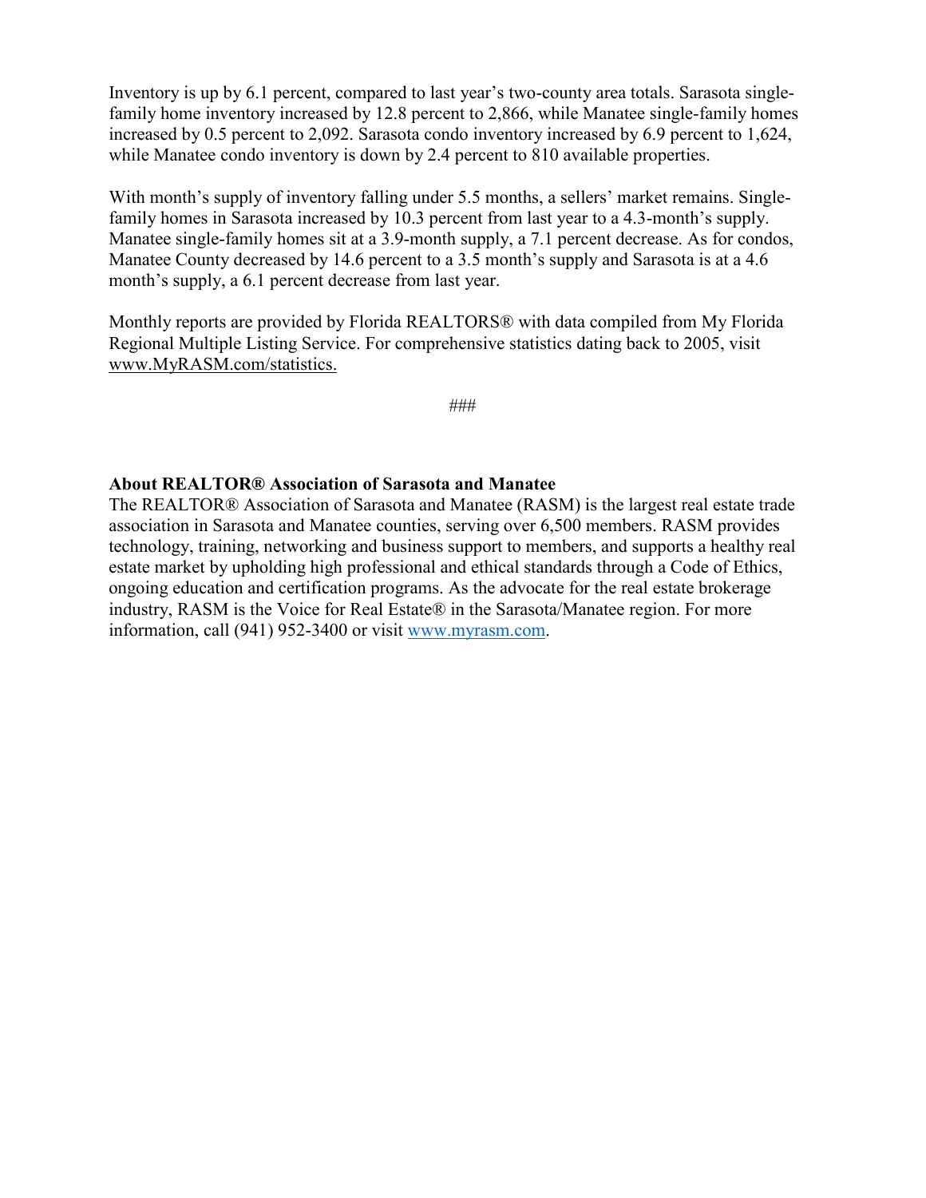Inventory is up by 6.1 percent, compared to last year's two-county area totals. Sarasota single-family home inventory increased by 12.8 percent to 2,866, while Manatee single-family homes increased by 0.5 percent to 2,092. Sarasota condo inventory increased by 6.9 percent to 1,624, while Manatee condo inventory is down by 2.4 percent to 810 available properties.

With month's supply of inventory falling under 5.5 months, a sellers' market remains. Single-family homes in Sarasota increased by 10.3 percent from last year to a 4.3-month's supply. Manatee single-family homes sit at a 3.9-month supply, a 7.1 percent decrease. As for condos, Manatee County decreased by 14.6 percent to a 3.5 month's supply and Sarasota is at a 4.6 month's supply, a 6.1 percent decrease from last year.

Monthly reports are provided by Florida REALTORS® with data compiled from My Florida Regional Multiple Listing Service. For comprehensive statistics dating back to 2005, visit www.MyRASM.com/statistics.

###

**About REALTOR® Association of Sarasota and Manatee**

The REALTOR® Association of Sarasota and Manatee (RASM) is the largest real estate trade association in Sarasota and Manatee counties, serving over 6,500 members. RASM provides technology, training, networking and business support to members, and supports a healthy real estate market by upholding high professional and ethical standards through a Code of Ethics, ongoing education and certification programs. As the advocate for the real estate brokerage industry, RASM is the Voice for Real Estate® in the Sarasota/Manatee region. For more information, call (941) 952-3400 or visit www.myrasm.com.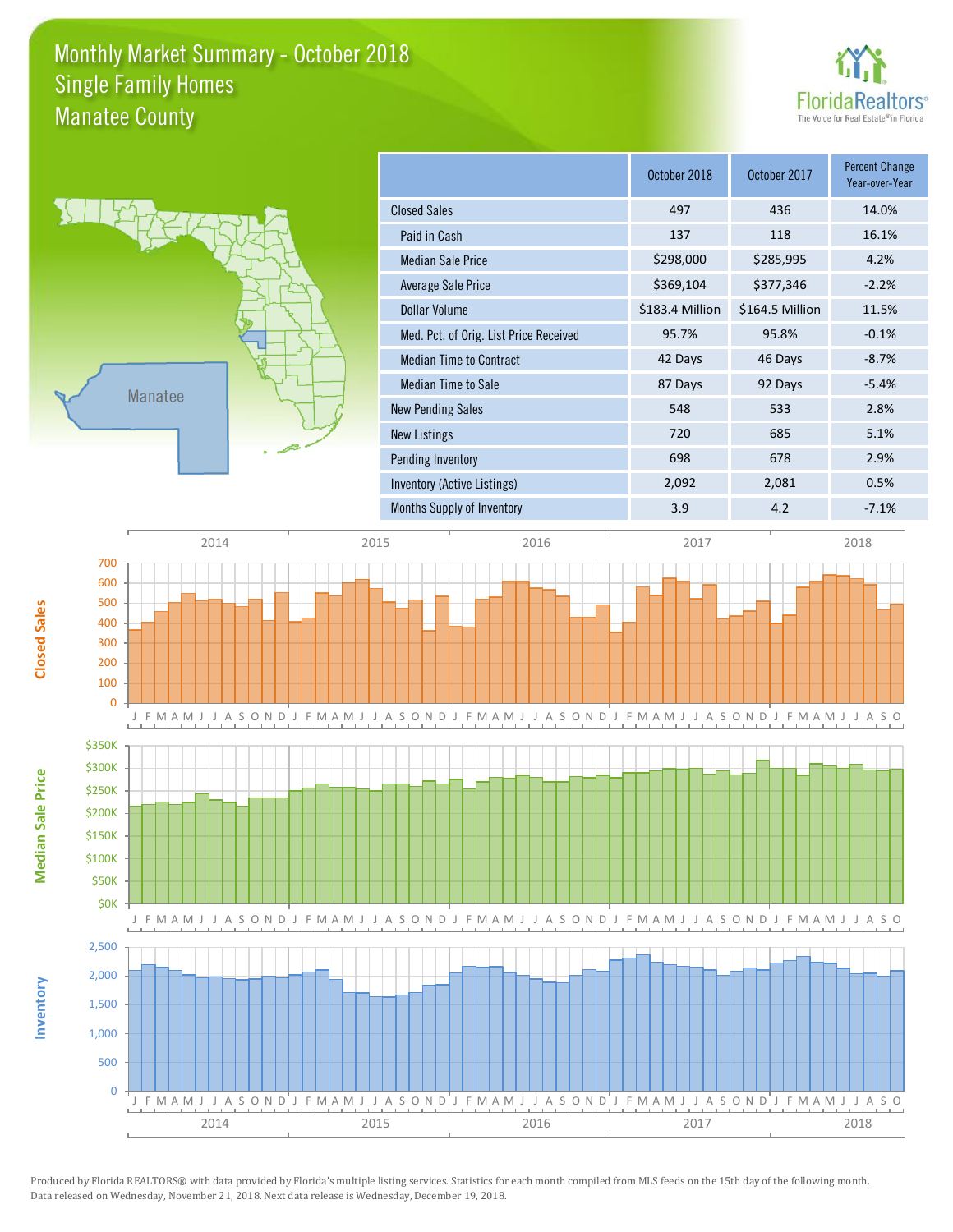# Monthly Market Summary - October 2018
## Single Family Homes
## Manatee County

FloridaRealtors® The Voice for Real Estate® in Florida

| | October 2018 | October 2017 | Percent Change Year-over-Year |
|---|---|---|---|
| Closed Sales | 497 | 436 | 14.0% |
| Paid in Cash | 137 | 118 | 16.1% |
| Median Sale Price | $298,000 | $285,995 | 4.2% |
| Average Sale Price | $369,104 | $377,346 | -2.2% |
| Dollar Volume | $183.4 Million | $164.5 Million | 11.5% |
| Med. Pct. of Orig. List Price Received | 95.7% | 95.8% | -0.1% |
| Median Time to Contract | 42 Days | 46 Days | -8.7% |
| Median Time to Sale | 87 Days | 92 Days | -5.4% |
| New Pending Sales | 548 | 533 | 2.8% |
| New Listings | 720 | 685 | 5.1% |
| Pending Inventory | 698 | 678 | 2.9% |
| Inventory (Active Listings) | 2,092 | 2,081 | 0.5% |
| Months Supply of Inventory | 3.9 | 4.2 | -7.1% |

Closed Sales

Median Sale Price

Inventory

Produced by Florida REALTORS® with data provided by Florida's multiple listing services. Statistics for each month compiled from MLS feeds on the 15th day of the following month. Data released on Wednesday, November 21, 2018. Next data release is Wednesday, December 19, 2018.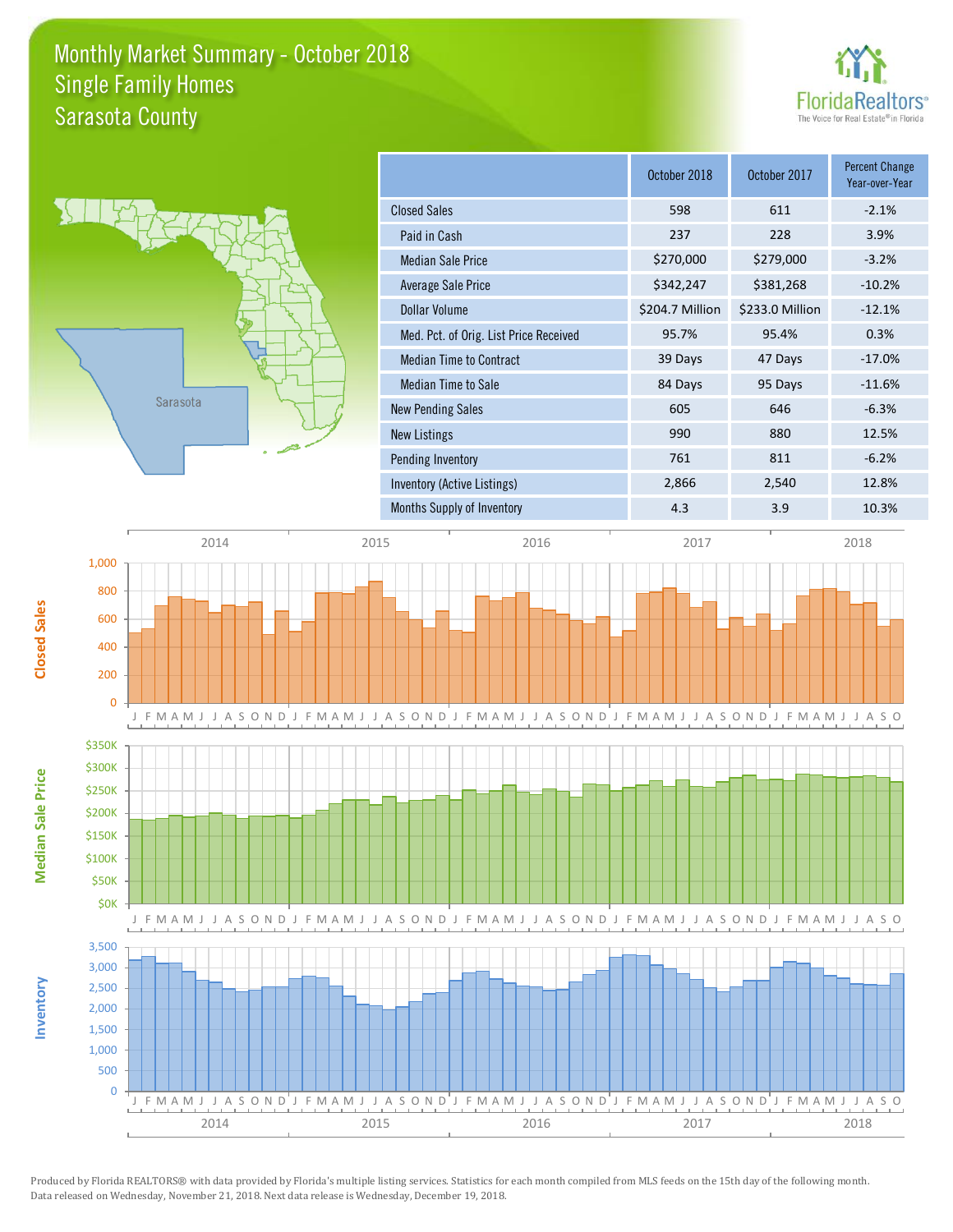# Monthly Market Summary - October 2018
## Single Family Homes
## Sarasota County

|  | October 2018 | October 2017 | Percent Change Year-over-Year |
|---|---|---|---|
| Closed Sales | 598 | 611 | -2.1% |
| Paid in Cash | 237 | 228 | 3.9% |
| Median Sale Price | $270,000 | $279,000 | -3.2% |
| Average Sale Price | $342,247 | $381,268 | -10.2% |
| Dollar Volume | $204.7 Million | $233.0 Million | -12.1% |
| Med. Pct. of Orig. List Price Received | 95.7% | 95.4% | 0.3% |
| Median Time to Contract | 39 Days | 47 Days | -17.0% |
| Median Time to Sale | 84 Days | 95 Days | -11.6% |
| New Pending Sales | 605 | 646 | -6.3% |
| New Listings | 990 | 880 | 12.5% |
| Pending Inventory | 761 | 811 | -6.2% |
| Inventory (Active Listings) | 2,866 | 2,540 | 12.8% |
| Months Supply of Inventory | 4.3 | 3.9 | 10.3% |

Produced by Florida REALTORS® with data provided by Florida's multiple listing services. Statistics for each month compiled from MLS feeds on the 15th day of the following month. Data released on Wednesday, November 21, 2018. Next data release is Wednesday, December 19, 2018.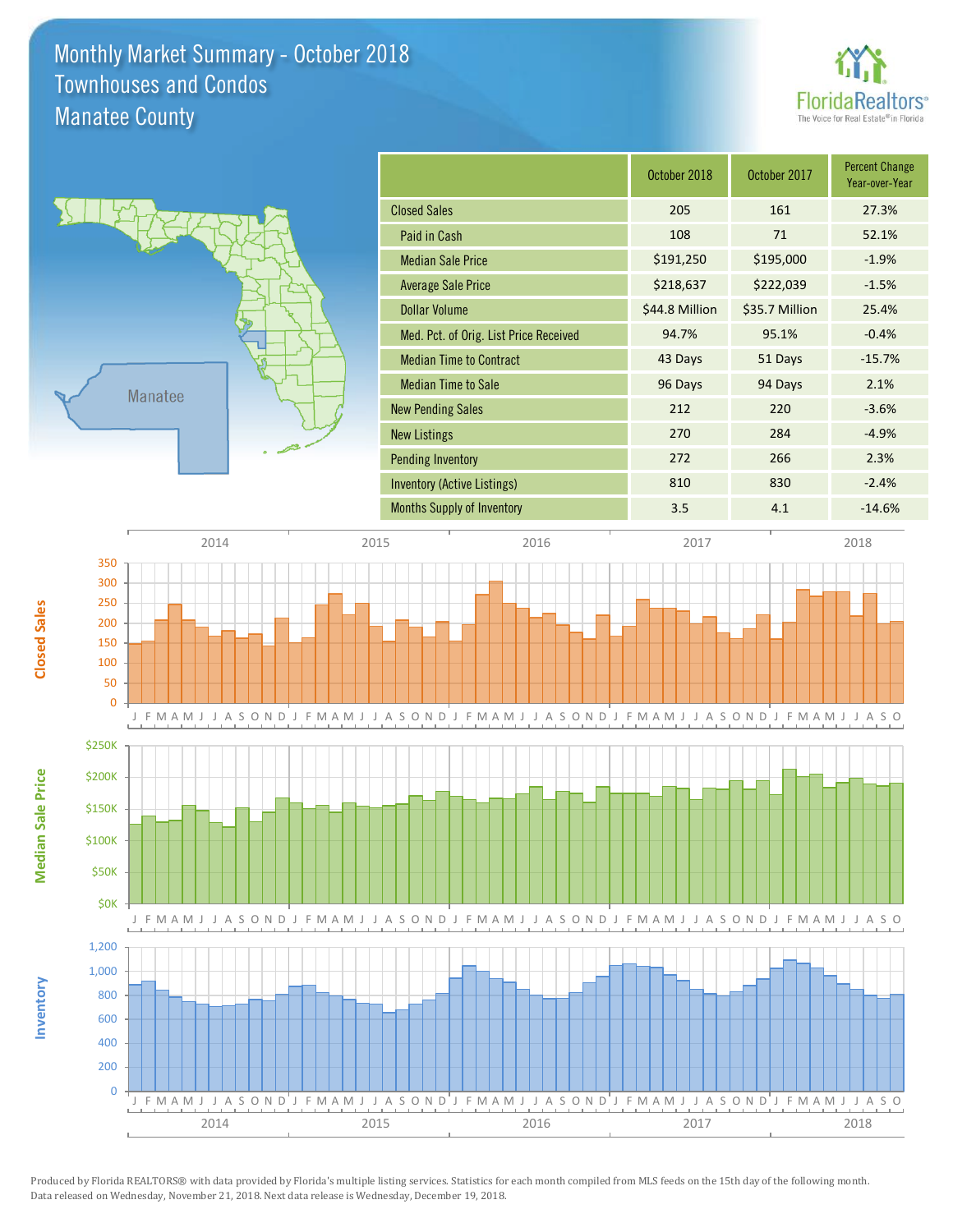# Monthly Market Summary - October 2018
## Townhouses and Condos
## Manatee County

| | October 2018 | October 2017 | Percent Change Year-over-Year |
|---|---|---|---|
| Closed Sales | 205 | 161 | 27.3% |
| Paid in Cash | 108 | 71 | 52.1% |
| Median Sale Price | $191,250 | $195,000 | -1.9% |
| Average Sale Price | $218,637 | $222,039 | -1.5% |
| Dollar Volume | $44.8 Million | $35.7 Million | 25.4% |
| Med. Pct. of Orig. List Price Received | 94.7% | 95.1% | -0.4% |
| Median Time to Contract | 43 Days | 51 Days | -15.7% |
| Median Time to Sale | 96 Days | 94 Days | 2.1% |
| New Pending Sales | 212 | 220 | -3.6% |
| New Listings | 270 | 284 | -4.9% |
| Pending Inventory | 272 | 266 | 2.3% |
| Inventory (Active Listings) | 810 | 830 | -2.4% |
| Months Supply of Inventory | 3.5 | 4.1 | -14.6% |

Produced by Florida REALTORS® with data provided by Florida's multiple listing services. Statistics for each month compiled from MLS feeds on the 15th day of the following month. Data released on Wednesday, November 21, 2018. Next data release is Wednesday, December 19, 2018.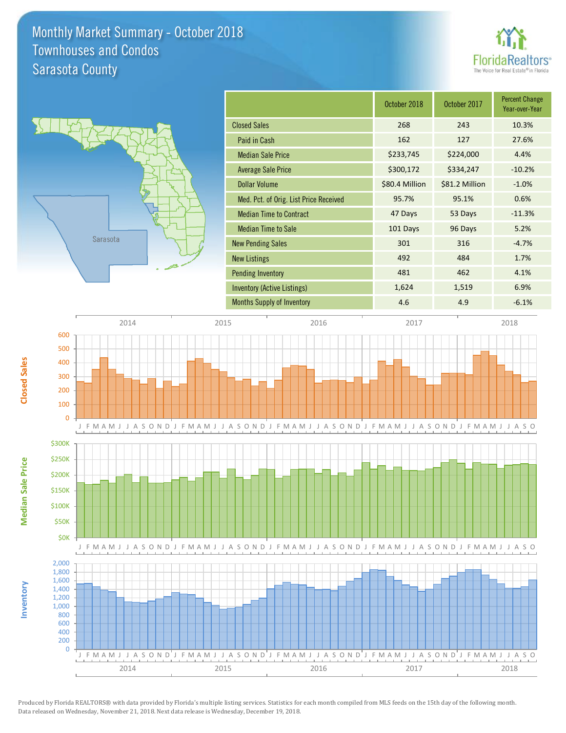# Monthly Market Summary - October 2018
## Townhouses and Condos
## Sarasota County

| | October 2018 | October 2017 | Percent Change Year-over-Year |
|---|---|---|---|
| Closed Sales | 268 | 243 | 10.3% |
| Paid in Cash | 162 | 127 | 27.6% |
| Median Sale Price | $233,745 | $224,000 | 4.4% |
| Average Sale Price | $300,172 | $334,247 | -10.2% |
| Dollar Volume | $80.4 Million | $81.2 Million | -1.0% |
| Med. Pct. of Orig. List Price Received | 95.7% | 95.1% | 0.6% |
| Median Time to Contract | 47 Days | 53 Days | -11.3% |
| Median Time to Sale | 101 Days | 96 Days | 5.2% |
| New Pending Sales | 301 | 316 | -4.7% |
| New Listings | 492 | 484 | 1.7% |
| Pending Inventory | 481 | 462 | 4.1% |
| Inventory (Active Listings) | 1,624 | 1,519 | 6.9% |
| Months Supply of Inventory | 4.6 | 4.9 | -6.1% |

Produced by Florida REALTORS® with data provided by Florida's multiple listing services. Statistics for each month compiled from MLS feeds on the 15th day of the following month. Data released on Wednesday, November 21, 2018. Next data release is Wednesday, December 19, 2018.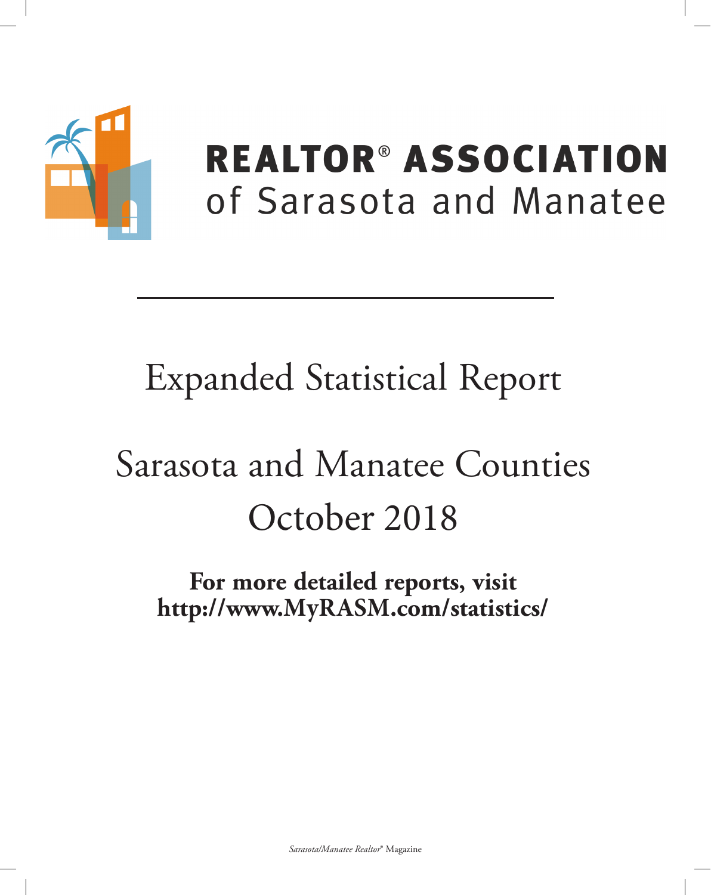# REALTOR® ASSOCIATION
## of Sarasota and Manatee

# Expanded Statistical Report

# Sarasota and Manatee Counties
# October 2018

**For more detailed reports, visit**
**http://www.MyRASM.com/statistics/**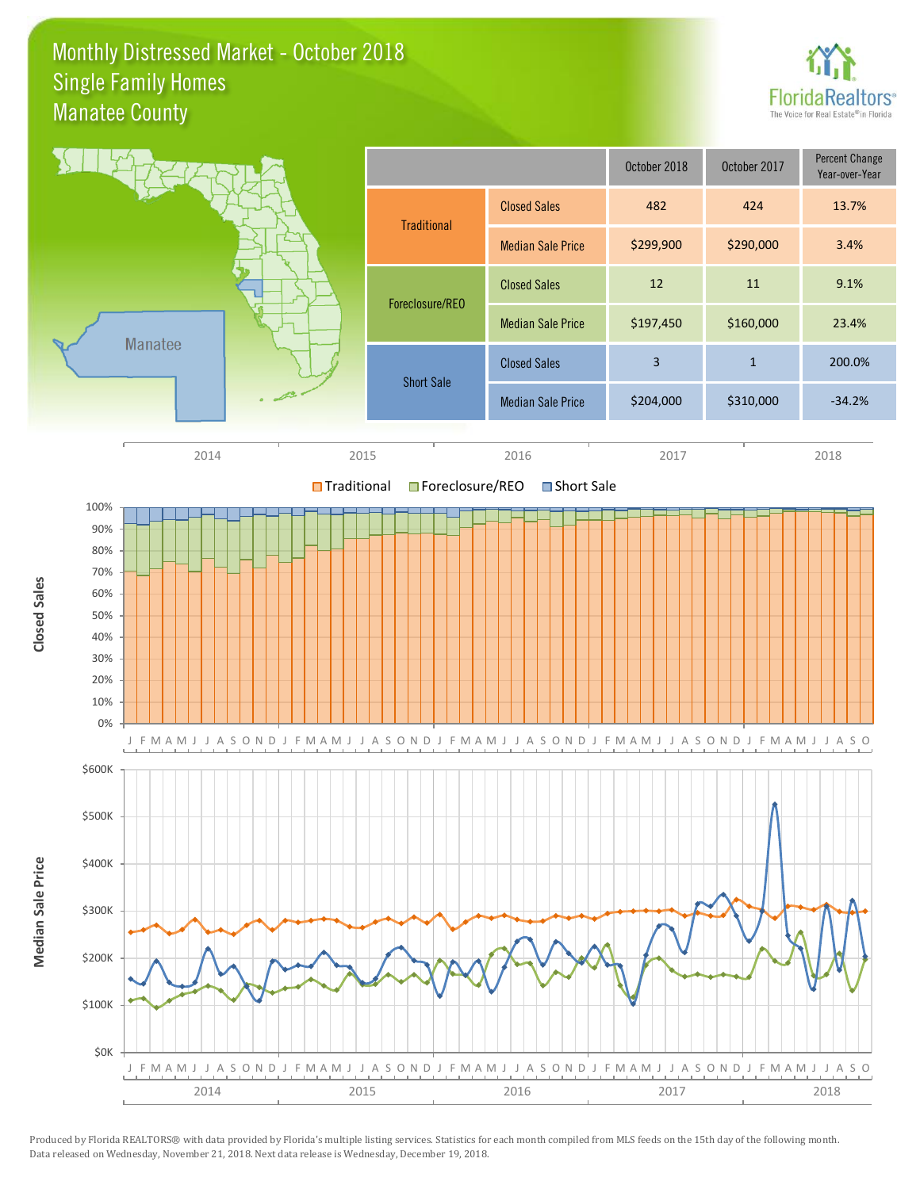# Monthly Distressed Market - October 2018
## Single Family Homes
## Manatee County

Florida Realtors® The Voice for Real Estate® in Florida

Manatee

| | | October 2018 | October 2017 | Percent Change Year-over-Year |
|---|---|---|---|---|
| Traditional | Closed Sales | 482 | 424 | 13.7% |
| | Median Sale Price | $299,900 | $290,000 | 3.4% |
| Foreclosure/REO | Closed Sales | 12 | 11 | 9.1% |
| | Median Sale Price | $197,450 | $160,000 | 23.4% |
| Short Sale | Closed Sales | 3 | 1 | 200.0% |
| | Median Sale Price | $204,000 | $310,000 | -34.2% |

Closed Sales

Traditional | Foreclosure/REO | Short Sale

2014 2015 2016 2017 2018

Median Sale Price

Produced by Florida REALTORS® with data provided by Florida's multiple listing services. Statistics for each month compiled from MLS feeds on the 15th day of the following month. Data released on Wednesday, November 21, 2018. Next data release is Wednesday, December 19, 2018.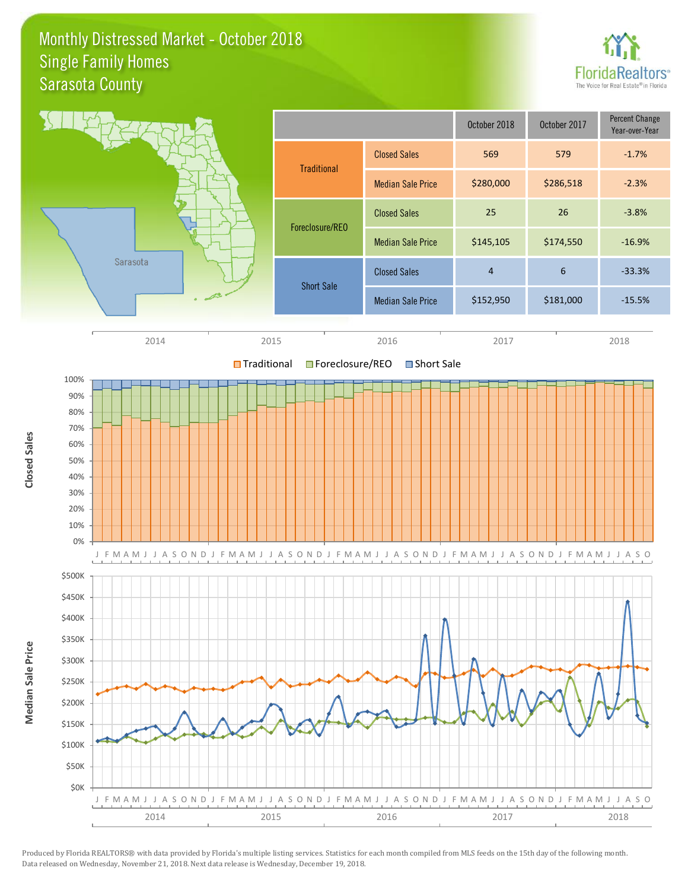# Monthly Distressed Market - October 2018
## Single Family Homes
## Sarasota County

FloridaRealtors®
The Voice for Real Estate® in Florida

| | | October 2018 | October 2017 | Percent Change Year-over-Year |
|---|---|---|---|---|
| Traditional | Closed Sales | 569 | 579 | -1.7% |
| | Median Sale Price | $280,000 | $286,518 | -2.3% |
| Foreclosure/REO | Closed Sales | 25 | 26 | -3.8% |
| | Median Sale Price | $145,105 | $174,550 | -16.9% |
| Short Sale | Closed Sales | 4 | 6 | -33.3% |
| | Median Sale Price | $152,950 | $181,000 | -15.5% |

Produced by Florida REALTORS® with data provided by Florida's multiple listing services. Statistics for each month compiled from MLS feeds on the 15th day of the following month. Data released on Wednesday, November 21, 2018. Next data release is Wednesday, December 19, 2018.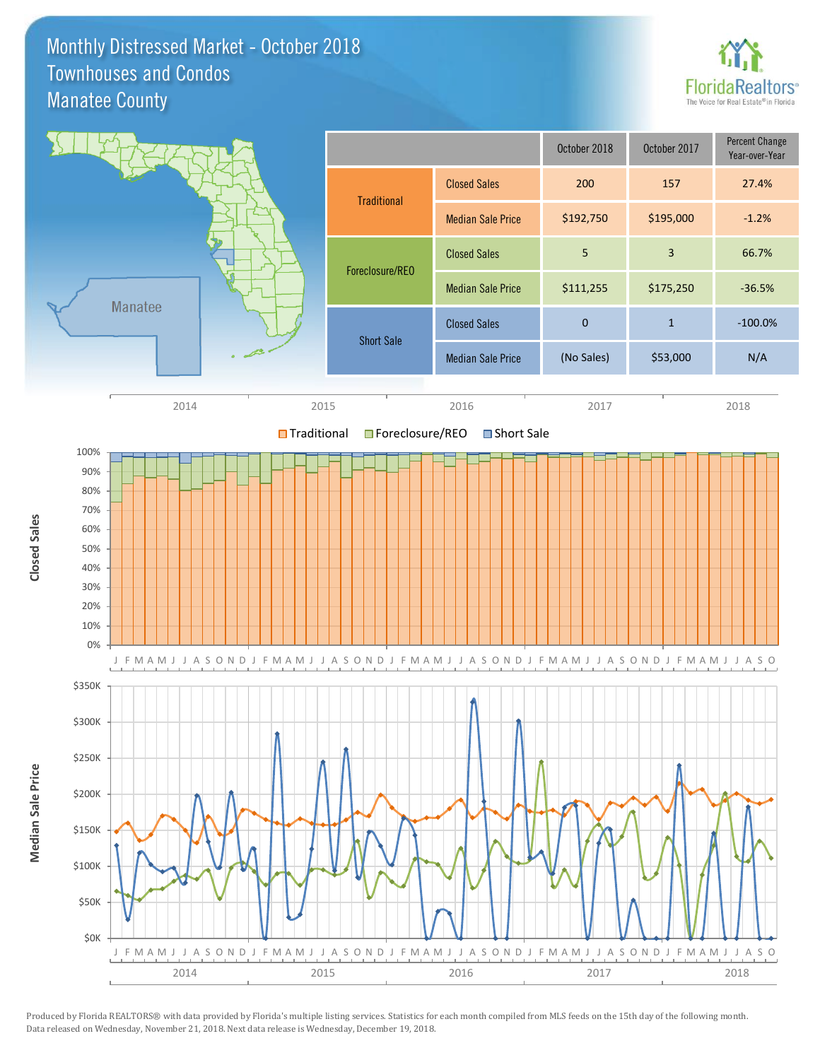# Monthly Distressed Market - October 2018
## Townhouses and Condos
## Manatee County

| | | October 2018 | October 2017 | Percent Change Year-over-Year |
|---|---|---|---|---|
| Traditional | Closed Sales | 200 | 157 | 27.4% |
| | Median Sale Price | $192,750 | $195,000 | -1.2% |
| Foreclosure/REO | Closed Sales | 5 | 3 | 66.7% |
| | Median Sale Price | $111,255 | $175,250 | -36.5% |
| Short Sale | Closed Sales | 0 | 1 | -100.0% |
| | Median Sale Price | (No Sales) | $53,000 | N/A |

Produced by Florida REALTORS® with data provided by Florida's multiple listing services. Statistics for each month compiled from MLS feeds on the 15th day of the following month. Data released on Wednesday, November 21, 2018. Next data release is Wednesday, December 19, 2018.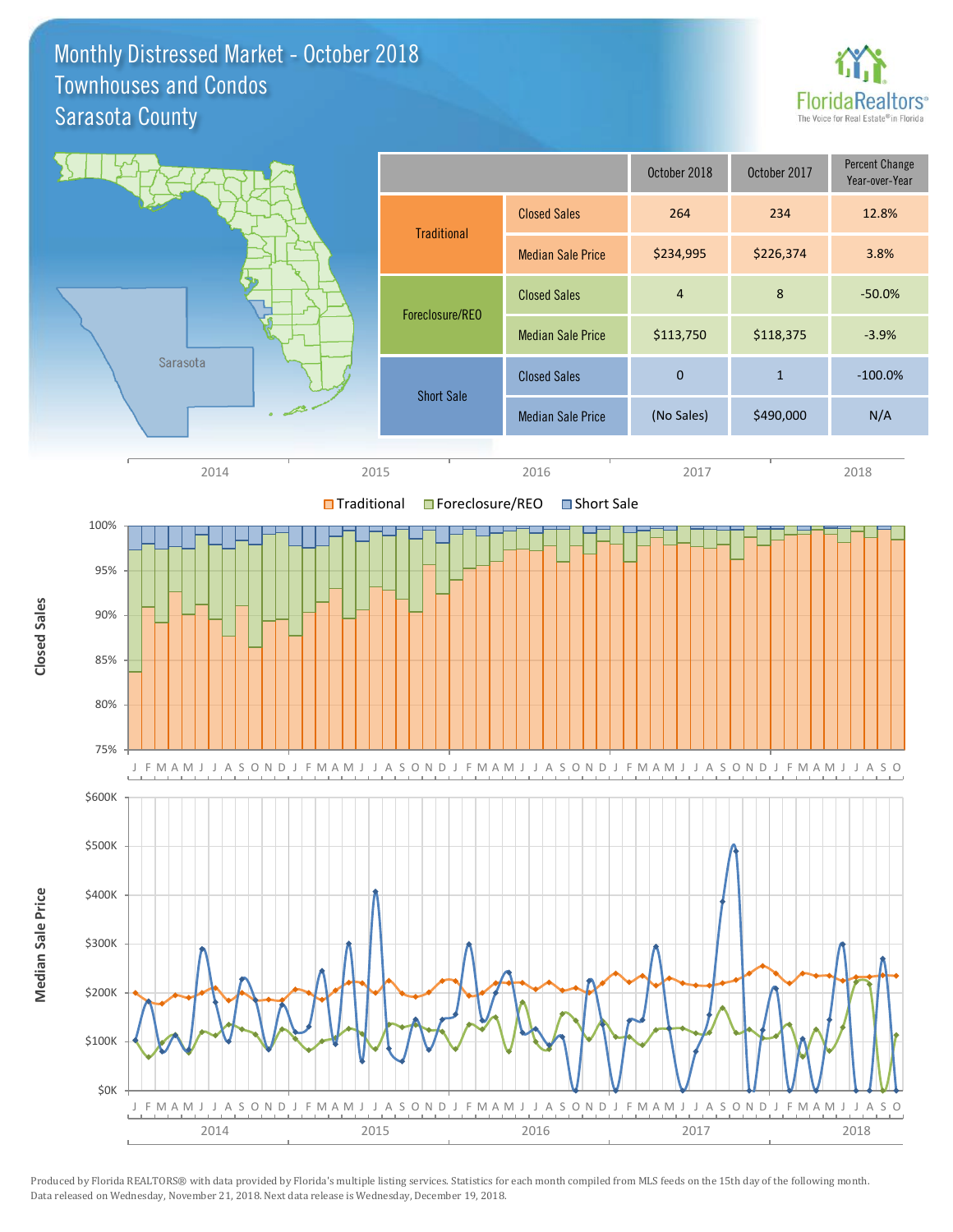# Monthly Distressed Market - October 2018
## Townhouses and Condos
## Sarasota County

FloridaRealtors®
The Voice for Real Estate® in Florida

Sarasota

| | | October 2018 | October 2017 | Percent Change Year-over-Year |
|---|---|---|---|---|
| Traditional | Closed Sales | 264 | 234 | 12.8% |
| | Median Sale Price | $234,995 | $226,374 | 3.8% |
| Foreclosure/REO | Closed Sales | 4 | 8 | -50.0% |
| | Median Sale Price | $113,750 | $118,375 | -3.9% |
| Short Sale | Closed Sales | 0 | 1 | -100.0% |
| | Median Sale Price | (No Sales) | $490,000 | N/A |

2014 2015 2016 2017 2018

Traditional Foreclosure/REO Short Sale

Closed Sales

100%
95%
90%
85%
80%
75%

J F M A M J J A S O N D J F M A M J J A S O N D J F M A M J J A S O N D J F M A M J J A S O N D J F M A M J J A S O

Median Sale Price

$600K
$500K
$400K
$300K
$200K
$100K
$0K

J F M A M J J A S O N D J F M A M J J A S O N D J F M A M J J A S O N D J F M A M J J A S O N D J F M A M J J A S O

2014 2015 2016 2017 2018

Produced by Florida REALTORS® with data provided by Florida's multiple listing services. Statistics for each month compiled from MLS feeds on the 15th day of the following month. Data released on Wednesday, November 21, 2018. Next data release is Wednesday, December 19, 2018.